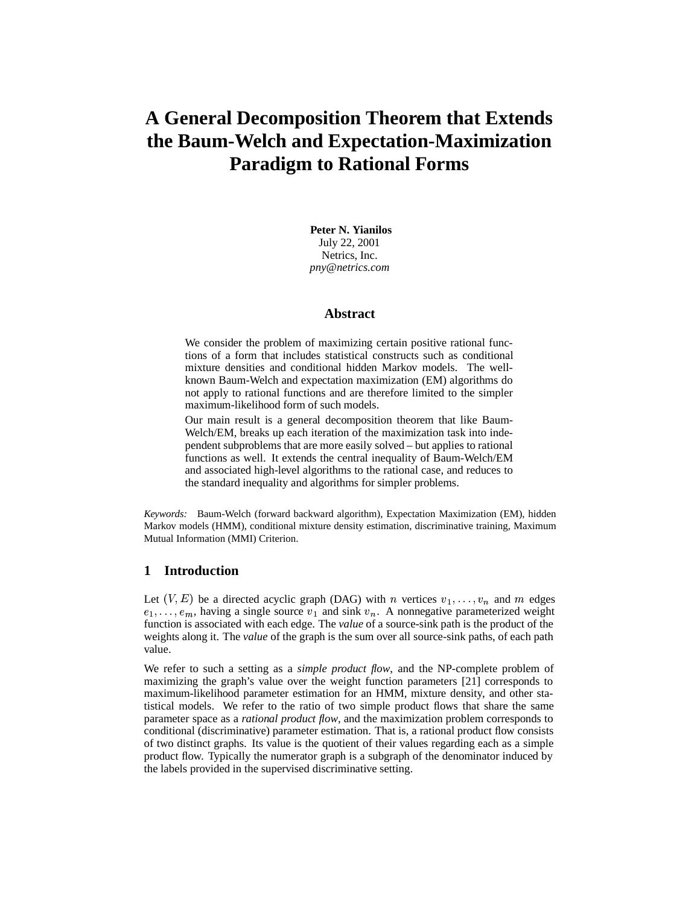# A General Decomposition Theorem that Extends the Baum-Welch and Expectation-Maximization Paradigm to Rational Forms

**Peter N. Yianilos**
July 22, 2001
Netrics, Inc.
*pny@netrics.com*

## Abstract

We consider the problem of maximizing certain positive rational functions of a form that includes statistical constructs such as conditional mixture densities and conditional hidden Markov models. The well-known Baum-Welch and expectation maximization (EM) algorithms do not apply to rational functions and are therefore limited to the simpler maximum-likelihood form of such models.

Our main result is a general decomposition theorem that like Baum-Welch/EM, breaks up each iteration of the maximization task into independent subproblems that are more easily solved – but applies to rational functions as well. It extends the central inequality of Baum-Welch/EM and associated high-level algorithms to the rational case, and reduces to the standard inequality and algorithms for simpler problems.

*Keywords:* Baum-Welch (forward backward algorithm), Expectation Maximization (EM), hidden Markov models (HMM), conditional mixture density estimation, discriminative training, Maximum Mutual Information (MMI) Criterion.

## 1 Introduction

Let $(V, E)$ be a directed acyclic graph (DAG) with $n$ vertices $v_1, \ldots, v_n$ and $m$ edges $e_1, \ldots, e_m$, having a single source $v_1$ and sink $v_n$. A nonnegative parameterized weight function is associated with each edge. The *value* of a source-sink path is the product of the weights along it. The *value* of the graph is the sum over all source-sink paths, of each path value.

We refer to such a setting as a *simple product flow*, and the NP-complete problem of maximizing the graph's value over the weight function parameters [21] corresponds to maximum-likelihood parameter estimation for an HMM, mixture density, and other statistical models. We refer to the ratio of two simple product flows that share the same parameter space as a *rational product flow*, and the maximization problem corresponds to conditional (discriminative) parameter estimation. That is, a rational product flow consists of two distinct graphs. Its value is the quotient of their values regarding each as a simple product flow. Typically the numerator graph is a subgraph of the denominator induced by the labels provided in the supervised discriminative setting.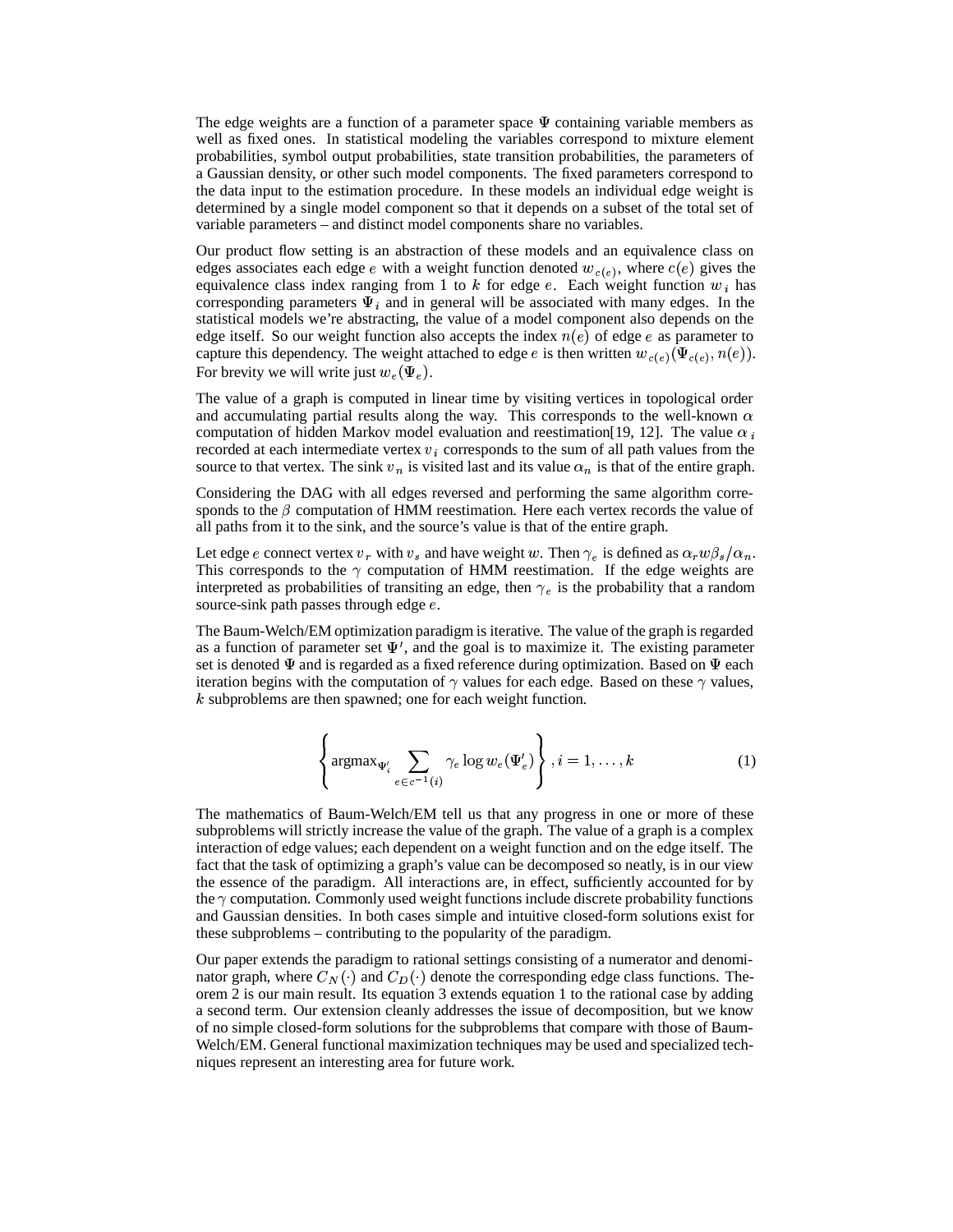The edge weights are a function of a parameter space $\Psi$ containing variable members as well as fixed ones. In statistical modeling the variables correspond to mixture element probabilities, symbol output probabilities, state transition probabilities, the parameters of a Gaussian density, or other such model components. The fixed parameters correspond to the data input to the estimation procedure. In these models an individual edge weight is determined by a single model component so that it depends on a subset of the total set of variable parameters – and distinct model components share no variables.

Our product flow setting is an abstraction of these models and an equivalence class on edges associates each edge $e$ with a weight function denoted $w_{c(e)}$, where $c(e)$ gives the equivalence class index ranging from 1 to $k$ for edge $e$. Each weight function $w_i$ has corresponding parameters $\Psi_i$ and in general will be associated with many edges. In the statistical models we're abstracting, the value of a model component also depends on the edge itself. So our weight function also accepts the index $n(e)$ of edge $e$ as parameter to capture this dependency. The weight attached to edge $e$ is then written $w_{c(e)}(\Psi_{c(e)}, n(e))$. For brevity we will write just $w_e(\Psi_e)$.

The value of a graph is computed in linear time by visiting vertices in topological order and accumulating partial results along the way. This corresponds to the well-known $\alpha$ computation of hidden Markov model evaluation and reestimation[19, 12]. The value $\alpha_i$ recorded at each intermediate vertex $v_i$ corresponds to the sum of all path values from the source to that vertex. The sink $v_n$ is visited last and its value $\alpha_n$ is that of the entire graph.

Considering the DAG with all edges reversed and performing the same algorithm corresponds to the $\beta$ computation of HMM reestimation. Here each vertex records the value of all paths from it to the sink, and the source's value is that of the entire graph.

Let edge $e$ connect vertex $v_r$ with $v_s$ and have weight $w$. Then $\gamma_e$ is defined as $\alpha_r w \beta_s / \alpha_n$. This corresponds to the $\gamma$ computation of HMM reestimation. If the edge weights are interpreted as probabilities of transiting an edge, then $\gamma_e$ is the probability that a random source-sink path passes through edge $e$.

The Baum-Welch/EM optimization paradigm is iterative. The value of the graph is regarded as a function of parameter set $\Psi'$, and the goal is to maximize it. The existing parameter set is denoted $\Psi$ and is regarded as a fixed reference during optimization. Based on $\Psi$ each iteration begins with the computation of $\gamma$ values for each edge. Based on these $\gamma$ values, $k$ subproblems are then spawned; one for each weight function.

$$\left\{ \operatorname{argmax}_{\Psi'_i} \sum_{e \in c^{-1}(i)} \gamma_e \log w_e(\Psi'_e) \right\}, i = 1, \ldots, k \tag{1}$$

The mathematics of Baum-Welch/EM tell us that any progress in one or more of these subproblems will strictly increase the value of the graph. The value of a graph is a complex interaction of edge values; each dependent on a weight function and on the edge itself. The fact that the task of optimizing a graph's value can be decomposed so neatly, is in our view the essence of the paradigm. All interactions are, in effect, sufficiently accounted for by the $\gamma$ computation. Commonly used weight functions include discrete probability functions and Gaussian densities. In both cases simple and intuitive closed-form solutions exist for these subproblems – contributing to the popularity of the paradigm.

Our paper extends the paradigm to rational settings consisting of a numerator and denominator graph, where $C_N(\cdot)$ and $C_D(\cdot)$ denote the corresponding edge class functions. Theorem 2 is our main result. Its equation 3 extends equation 1 to the rational case by adding a second term. Our extension cleanly addresses the issue of decomposition, but we know of no simple closed-form solutions for the subproblems that compare with those of Baum-Welch/EM. General functional maximization techniques may be used and specialized techniques represent an interesting area for future work.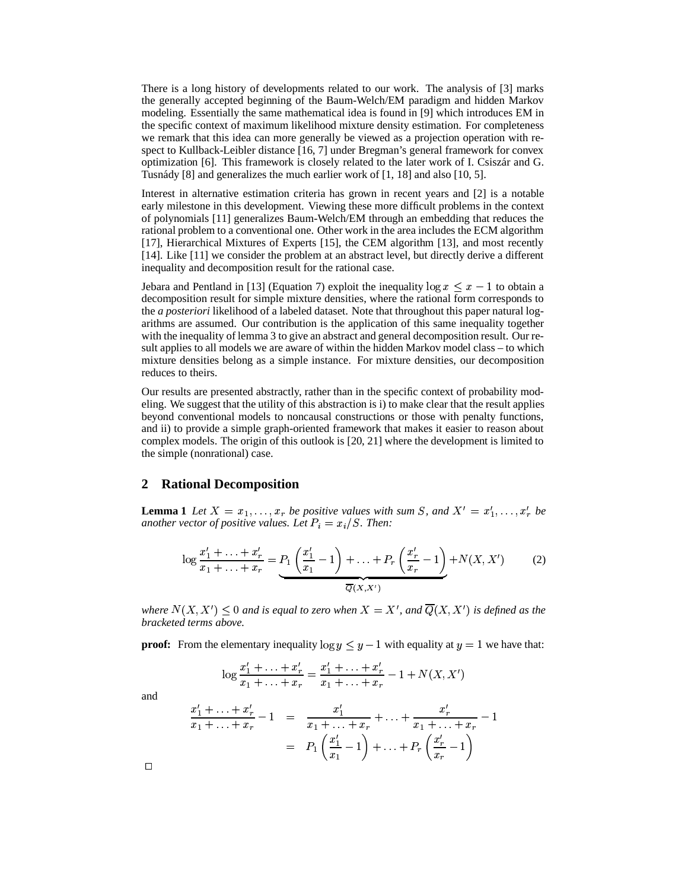There is a long history of developments related to our work. The analysis of [3] marks the generally accepted beginning of the Baum-Welch/EM paradigm and hidden Markov modeling. Essentially the same mathematical idea is found in [9] which introduces EM in the specific context of maximum likelihood mixture density estimation. For completeness we remark that this idea can more generally be viewed as a projection operation with respect to Kullback-Leibler distance [16, 7] under Bregman's general framework for convex optimization [6]. This framework is closely related to the later work of I. Csiszár and G. Tusnády [8] and generalizes the much earlier work of [1, 18] and also [10, 5].

Interest in alternative estimation criteria has grown in recent years and [2] is a notable early milestone in this development. Viewing these more difficult problems in the context of polynomials [11] generalizes Baum-Welch/EM through an embedding that reduces the rational problem to a conventional one. Other work in the area includes the ECM algorithm [17], Hierarchical Mixtures of Experts [15], the CEM algorithm [13], and most recently [14]. Like [11] we consider the problem at an abstract level, but directly derive a different inequality and decomposition result for the rational case.

Jebara and Pentland in [13] (Equation 7) exploit the inequality $\log x \leq x - 1$ to obtain a decomposition result for simple mixture densities, where the rational form corresponds to the *a posteriori* likelihood of a labeled dataset. Note that throughout this paper natural logarithms are assumed. Our contribution is the application of this same inequality together with the inequality of lemma 3 to give an abstract and general decomposition result. Our result applies to all models we are aware of within the hidden Markov model class – to which mixture densities belong as a simple instance. For mixture densities, our decomposition reduces to theirs.

Our results are presented abstractly, rather than in the specific context of probability modeling. We suggest that the utility of this abstraction is i) to make clear that the result applies beyond conventional models to noncausal constructions or those with penalty functions, and ii) to provide a simple graph-oriented framework that makes it easier to reason about complex models. The origin of this outlook is [20, 21] where the development is limited to the simple (nonrational) case.

## 2 Rational Decomposition

**Lemma 1** *Let $X = x_1, \ldots, x_r$ be positive values with sum $S$, and $X' = x'_1, \ldots, x'_r$ be another vector of positive values. Let $P_i = x_i/S$. Then:*

$$\log \frac{x'_1 + \ldots + x'_r}{x_1 + \ldots + x_r} = \underbrace{P_1 \left( \frac{x'_1}{x_1} - 1 \right) + \ldots + P_r \left( \frac{x'_r}{x_r} - 1 \right)}_{\overline{Q}(X,X')} + N(X, X') \tag{2}$$

*where $N(X, X') \leq 0$ and is equal to zero when $X = X'$, and $\overline{Q}(X, X')$ is defined as the bracketed terms above.*

**proof:** From the elementary inequality $\log y \leq y - 1$ with equality at $y = 1$ we have that:

$$\log \frac{x'_1 + \ldots + x'_r}{x_1 + \ldots + x_r} = \frac{x'_1 + \ldots + x'_r}{x_1 + \ldots + x_r} - 1 + N(X, X')$$

and

$$\begin{aligned}
\frac{x'_1 + \ldots + x'_r}{x_1 + \ldots + x_r} - 1 &= \frac{x'_1}{x_1 + \ldots + x_r} + \ldots + \frac{x'_r}{x_1 + \ldots + x_r} - 1 \\
&= P_1 \left( \frac{x'_1}{x_1} - 1 \right) + \ldots + P_r \left( \frac{x'_r}{x_r} - 1 \right)
\end{aligned}$$

□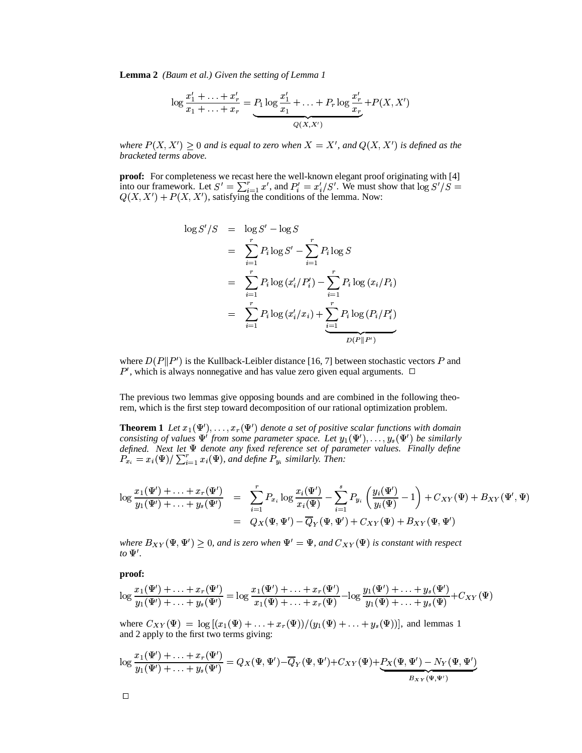**Lemma 2** *(Baum et al.) Given the setting of Lemma 1*

$$\log \frac{x_1' + \ldots + x_r'}{x_1 + \ldots + x_r} = \underbrace{P_1 \log \frac{x_1'}{x_1} + \ldots + P_r \log \frac{x_r'}{x_r}}_{Q(X,X')} + P(X, X')$$

*where $P(X, X') \geq 0$ and is equal to zero when $X = X'$, and $Q(X, X')$ is defined as the bracketed terms above.*

**proof:** For completeness we recast here the well-known elegant proof originating with [4] into our framework. Let $S' = \sum_{i=1}^{r} x'$, and $P_i' = x_i'/S'$. We must show that $\log S'/S = Q(X, X') + P(X, X')$, satisfying the conditions of the lemma. Now:

$$\begin{aligned}
\log S'/S &= \log S' - \log S \\
&= \sum_{i=1}^{r} P_i \log S' - \sum_{i=1}^{r} P_i \log S \\
&= \sum_{i=1}^{r} P_i \log (x_i'/P_i') - \sum_{i=1}^{r} P_i \log (x_i/P_i) \\
&= \sum_{i=1}^{r} P_i \log (x_i'/x_i) + \underbrace{\sum_{i=1}^{r} P_i \log (P_i/P_i')}_{D(P\|P')}
\end{aligned}$$

where $D(P\|P')$ is the Kullback-Leibler distance [16, 7] between stochastic vectors $P$ and $P'$, which is always nonnegative and has value zero given equal arguments. $\square$

The previous two lemmas give opposing bounds and are combined in the following theorem, which is the first step toward decomposition of our rational optimization problem.

**Theorem 1** *Let $x_1(\Psi'), \ldots, x_r(\Psi')$ denote a set of positive scalar functions with domain consisting of values $\Psi'$ from some parameter space. Let $y_1(\Psi'), \ldots, y_s(\Psi')$ be similarly defined. Next let $\Psi$ denote any fixed reference set of parameter values. Finally define $P_{x_i} = x_i(\Psi)/\sum_{i=1}^{r} x_i(\Psi)$, and define $P_{y_i}$ similarly. Then:*

$$\begin{aligned}
\log \frac{x_1(\Psi') + \ldots + x_r(\Psi')}{y_1(\Psi') + \ldots + y_s(\Psi')} &= \sum_{i=1}^{r} P_{x_i} \log \frac{x_i(\Psi')}{x_i(\Psi)} - \sum_{i=1}^{s} P_{y_i} \left( \frac{y_i(\Psi')}{y_i(\Psi)} - 1 \right) + C_{XY}(\Psi) + B_{XY}(\Psi', \Psi) \\
&= Q_X(\Psi, \Psi') - \overline{Q}_Y(\Psi, \Psi') + C_{XY}(\Psi) + B_{XY}(\Psi, \Psi')
\end{aligned}$$

*where $B_{XY}(\Psi, \Psi') \geq 0$, and is zero when $\Psi' = \Psi$, and $C_{XY}(\Psi)$ is constant with respect to $\Psi'$.*

**proof:**

$$\log \frac{x_1(\Psi') + \ldots + x_r(\Psi')}{y_1(\Psi') + \ldots + y_s(\Psi')} = \log \frac{x_1(\Psi') + \ldots + x_r(\Psi')}{x_1(\Psi) + \ldots + x_r(\Psi)} - \log \frac{y_1(\Psi') + \ldots + y_s(\Psi')}{y_1(\Psi) + \ldots + y_s(\Psi)} + C_{XY}(\Psi)$$

where $C_{XY}(\Psi) = \log [(x_1(\Psi) + \ldots + x_r(\Psi))/(y_1(\Psi) + \ldots + y_s(\Psi))]$, and lemmas 1 and 2 apply to the first two terms giving:

$$\log \frac{x_1(\Psi') + \ldots + x_r(\Psi')}{y_1(\Psi') + \ldots + y_s(\Psi')} = Q_X(\Psi, \Psi') - \overline{Q}_Y(\Psi, \Psi') + C_{XY}(\Psi) + \underbrace{P_X(\Psi, \Psi') - N_Y(\Psi, \Psi')}_{B_{XY}(\Psi, \Psi')}$$

$\square$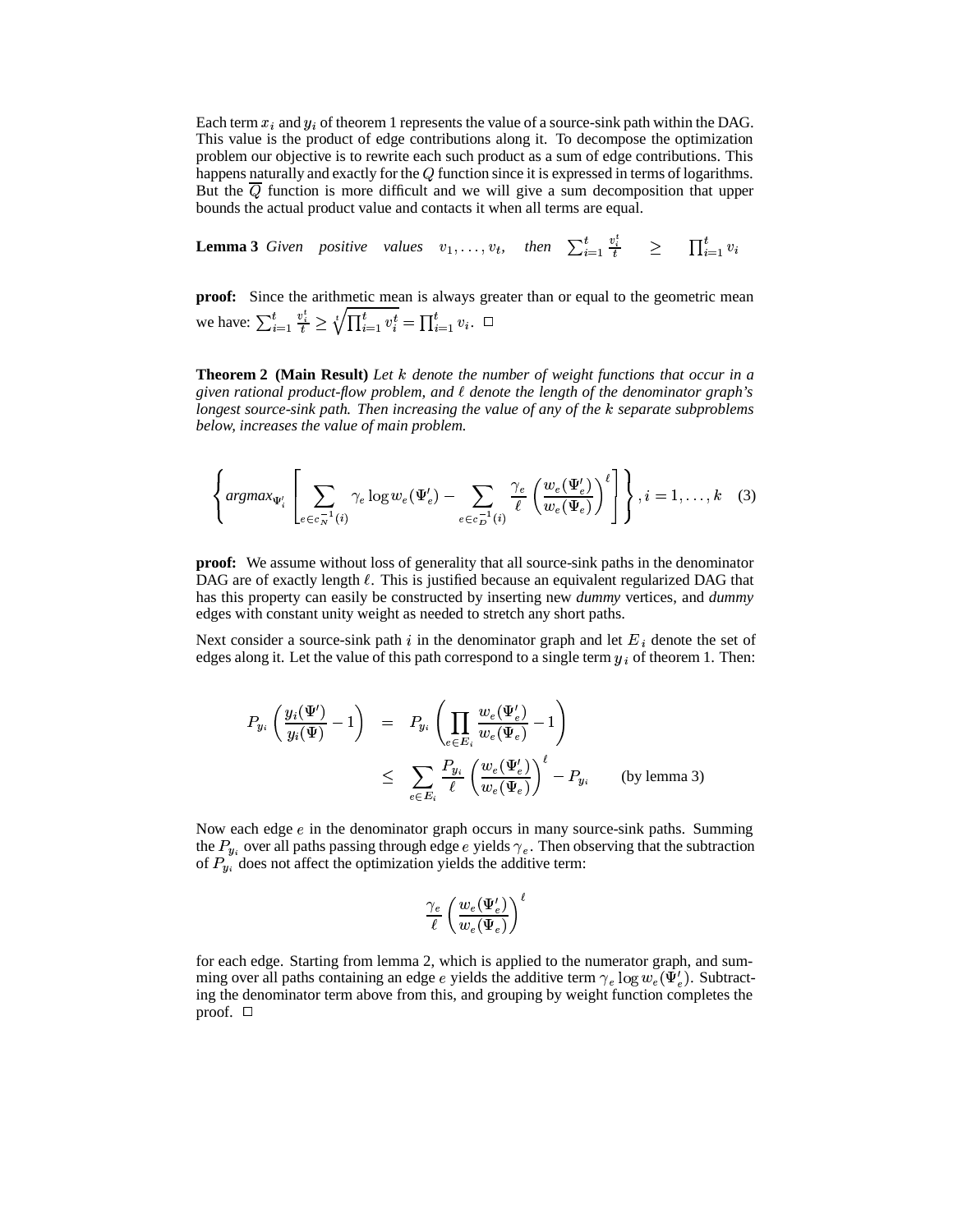Each term $x_i$ and $y_i$ of theorem 1 represents the value of a source-sink path within the DAG. This value is the product of edge contributions along it. To decompose the optimization problem our objective is to rewrite each such product as a sum of edge contributions. This happens naturally and exactly for the $Q$ function since it is expressed in terms of logarithms. But the $\overline{Q}$ function is more difficult and we will give a sum decomposition that upper bounds the actual product value and contacts it when all terms are equal.

**Lemma 3** *Given positive values* $v_1, \ldots, v_t$, *then* $\sum_{i=1}^{t} \frac{v_i^t}{t} \geq \prod_{i=1}^{t} v_i$

**proof:** Since the arithmetic mean is always greater than or equal to the geometric mean we have: $\sum_{i=1}^{t} \frac{v_i^t}{t} \geq \sqrt[t]{\prod_{i=1}^{t} v_i^t} = \prod_{i=1}^{t} v_i$. $\square$

**Theorem 2 (Main Result)** *Let $k$ denote the number of weight functions that occur in a given rational product-flow problem, and $\ell$ denote the length of the denominator graph's longest source-sink path. Then increasing the value of any of the $k$ separate subproblems below, increases the value of main problem.*

$$\left\{ \mathit{argmax}_{\Psi_i'} \left[ \sum_{e \in c_N^{-1}(i)} \gamma_e \log w_e(\Psi_e') - \sum_{e \in c_D^{-1}(i)} \frac{\gamma_e}{\ell} \left( \frac{w_e(\Psi_e')}{w_e(\Psi_e)} \right)^{\ell} \right] \right\}, i = 1, \ldots, k \quad (3)$$

**proof:** We assume without loss of generality that all source-sink paths in the denominator DAG are of exactly length $\ell$. This is justified because an equivalent regularized DAG that has this property can easily be constructed by inserting new *dummy* vertices, and *dummy* edges with constant unity weight as needed to stretch any short paths.

Next consider a source-sink path $i$ in the denominator graph and let $E_i$ denote the set of edges along it. Let the value of this path correspond to a single term $y_i$ of theorem 1. Then:

$$\begin{aligned} P_{y_i} \left( \frac{y_i(\Psi')}{y_i(\Psi)} - 1 \right) &= P_{y_i} \left( \prod_{e \in E_i} \frac{w_e(\Psi_e')}{w_e(\Psi_e)} - 1 \right) \\ &\leq \sum_{e \in E_i} \frac{P_{y_i}}{\ell} \left( \frac{w_e(\Psi_e')}{w_e(\Psi_e)} \right)^{\ell} - P_{y_i} \qquad \text{(by lemma 3)} \end{aligned}$$

Now each edge $e$ in the denominator graph occurs in many source-sink paths. Summing the $P_{y_i}$ over all paths passing through edge $e$ yields $\gamma_e$. Then observing that the subtraction of $P_{y_i}$ does not affect the optimization yields the additive term:

$$\frac{\gamma_e}{\ell} \left( \frac{w_e(\Psi_e')}{w_e(\Psi_e)} \right)^{\ell}$$

for each edge. Starting from lemma 2, which is applied to the numerator graph, and summing over all paths containing an edge $e$ yields the additive term $\gamma_e \log w_e(\Psi_e')$. Subtracting the denominator term above from this, and grouping by weight function completes the proof. $\square$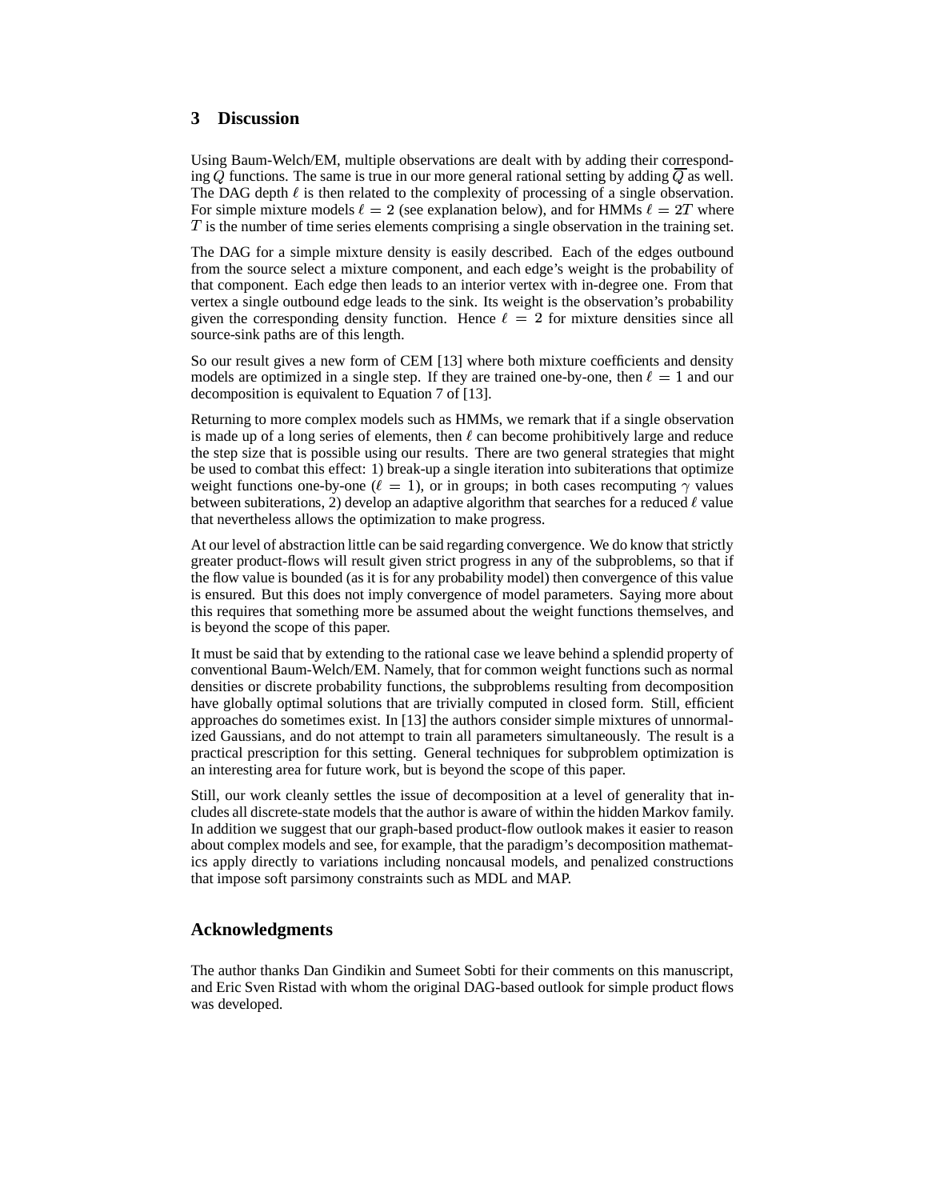## 3 Discussion

Using Baum-Welch/EM, multiple observations are dealt with by adding their corresponding $Q$ functions. The same is true in our more general rational setting by adding $\overline{Q}$ as well. The DAG depth $\ell$ is then related to the complexity of processing of a single observation. For simple mixture models $\ell = 2$ (see explanation below), and for HMMs $\ell = 2T$ where $T$ is the number of time series elements comprising a single observation in the training set.

The DAG for a simple mixture density is easily described. Each of the edges outbound from the source select a mixture component, and each edge's weight is the probability of that component. Each edge then leads to an interior vertex with in-degree one. From that vertex a single outbound edge leads to the sink. Its weight is the observation's probability given the corresponding density function. Hence $\ell = 2$ for mixture densities since all source-sink paths are of this length.

So our result gives a new form of CEM [13] where both mixture coefficients and density models are optimized in a single step. If they are trained one-by-one, then $\ell = 1$ and our decomposition is equivalent to Equation 7 of [13].

Returning to more complex models such as HMMs, we remark that if a single observation is made up of a long series of elements, then $\ell$ can become prohibitively large and reduce the step size that is possible using our results. There are two general strategies that might be used to combat this effect: 1) break-up a single iteration into subiterations that optimize weight functions one-by-one ($\ell = 1$), or in groups; in both cases recomputing $\gamma$ values between subiterations, 2) develop an adaptive algorithm that searches for a reduced $\ell$ value that nevertheless allows the optimization to make progress.

At our level of abstraction little can be said regarding convergence. We do know that strictly greater product-flows will result given strict progress in any of the subproblems, so that if the flow value is bounded (as it is for any probability model) then convergence of this value is ensured. But this does not imply convergence of model parameters. Saying more about this requires that something more be assumed about the weight functions themselves, and is beyond the scope of this paper.

It must be said that by extending to the rational case we leave behind a splendid property of conventional Baum-Welch/EM. Namely, that for common weight functions such as normal densities or discrete probability functions, the subproblems resulting from decomposition have globally optimal solutions that are trivially computed in closed form. Still, efficient approaches do sometimes exist. In [13] the authors consider simple mixtures of unnormalized Gaussians, and do not attempt to train all parameters simultaneously. The result is a practical prescription for this setting. General techniques for subproblem optimization is an interesting area for future work, but is beyond the scope of this paper.

Still, our work cleanly settles the issue of decomposition at a level of generality that includes all discrete-state models that the author is aware of within the hidden Markov family. In addition we suggest that our graph-based product-flow outlook makes it easier to reason about complex models and see, for example, that the paradigm's decomposition mathematics apply directly to variations including noncausal models, and penalized constructions that impose soft parsimony constraints such as MDL and MAP.

## Acknowledgments

The author thanks Dan Gindikin and Sumeet Sobti for their comments on this manuscript, and Eric Sven Ristad with whom the original DAG-based outlook for simple product flows was developed.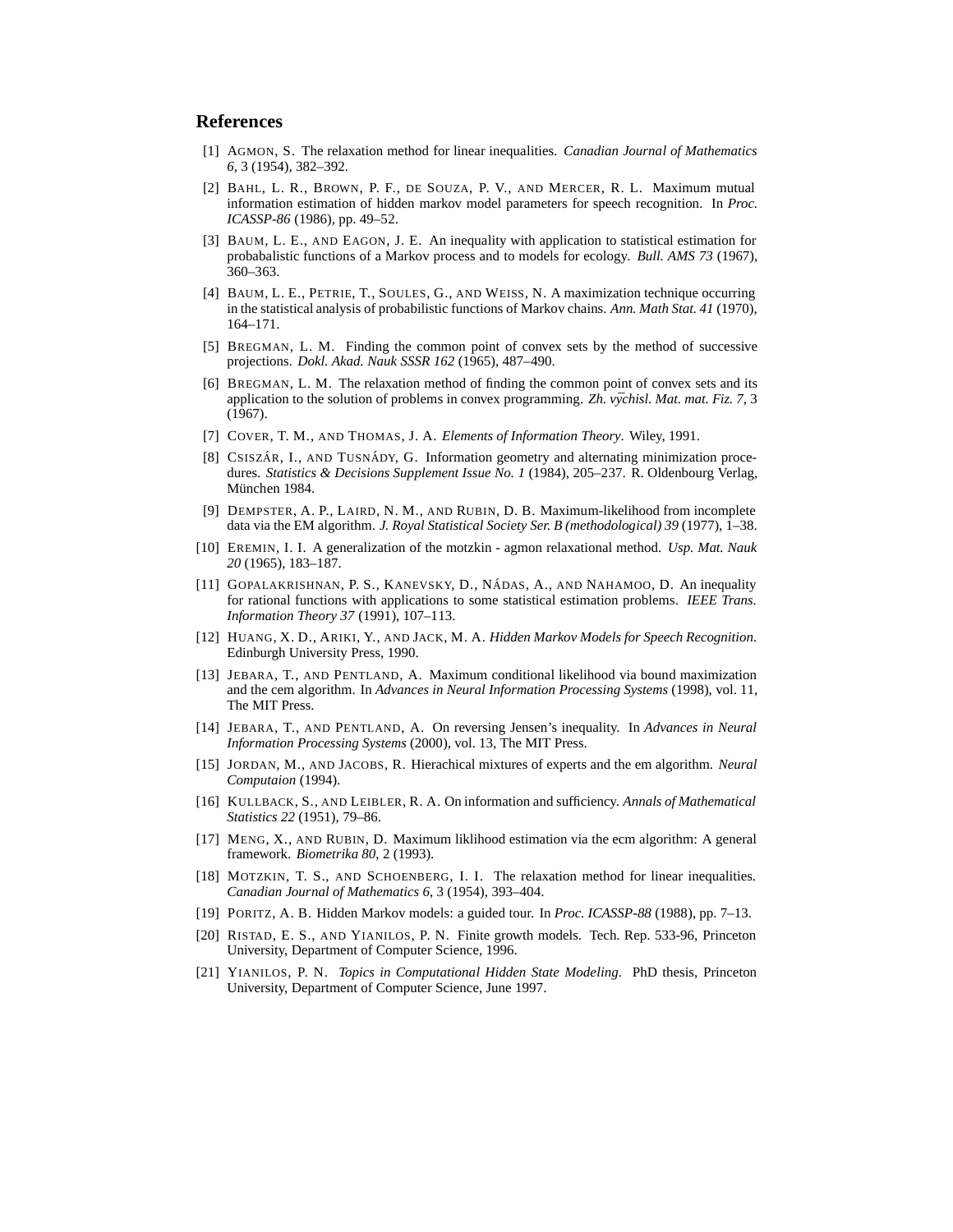## References

[1] AGMON, S. The relaxation method for linear inequalities. *Canadian Journal of Mathematics 6*, 3 (1954), 382–392.

[2] BAHL, L. R., BROWN, P. F., DE SOUZA, P. V., AND MERCER, R. L. Maximum mutual information estimation of hidden markov model parameters for speech recognition. In *Proc. ICASSP-86* (1986), pp. 49–52.

[3] BAUM, L. E., AND EAGON, J. E. An inequality with application to statistical estimation for probabalistic functions of a Markov process and to models for ecology. *Bull. AMS 73* (1967), 360–363.

[4] BAUM, L. E., PETRIE, T., SOULES, G., AND WEISS, N. A maximization technique occurring in the statistical analysis of probabilistic functions of Markov chains. *Ann. Math Stat. 41* (1970), 164–171.

[5] BREGMAN, L. M. Finding the common point of convex sets by the method of successive projections. *Dokl. Akad. Nauk SSSR 162* (1965), 487–490.

[6] BREGMAN, L. M. The relaxation method of finding the common point of convex sets and its application to the solution of problems in convex programming. *Zh. vy̅chisl. Mat. mat. Fiz. 7*, 3 (1967).

[7] COVER, T. M., AND THOMAS, J. A. *Elements of Information Theory*. Wiley, 1991.

[8] CSISZÁR, I., AND TUSNÁDY, G. Information geometry and alternating minimization procedures. *Statistics & Decisions Supplement Issue No. 1* (1984), 205–237. R. Oldenbourg Verlag, München 1984.

[9] DEMPSTER, A. P., LAIRD, N. M., AND RUBIN, D. B. Maximum-likelihood from incomplete data via the EM algorithm. *J. Royal Statistical Society Ser. B (methodological) 39* (1977), 1–38.

[10] EREMIN, I. I. A generalization of the motzkin - agmon relaxational method. *Usp. Mat. Nauk 20* (1965), 183–187.

[11] GOPALAKRISHNAN, P. S., KANEVSKY, D., NÁDAS, A., AND NAHAMOO, D. An inequality for rational functions with applications to some statistical estimation problems. *IEEE Trans. Information Theory 37* (1991), 107–113.

[12] HUANG, X. D., ARIKI, Y., AND JACK, M. A. *Hidden Markov Models for Speech Recognition*. Edinburgh University Press, 1990.

[13] JEBARA, T., AND PENTLAND, A. Maximum conditional likelihood via bound maximization and the cem algorithm. In *Advances in Neural Information Processing Systems* (1998), vol. 11, The MIT Press.

[14] JEBARA, T., AND PENTLAND, A. On reversing Jensen's inequality. In *Advances in Neural Information Processing Systems* (2000), vol. 13, The MIT Press.

[15] JORDAN, M., AND JACOBS, R. Hierachical mixtures of experts and the em algorithm. *Neural Computaion* (1994).

[16] KULLBACK, S., AND LEIBLER, R. A. On information and sufficiency. *Annals of Mathematical Statistics 22* (1951), 79–86.

[17] MENG, X., AND RUBIN, D. Maximum liklihood estimation via the ecm algorithm: A general framework. *Biometrika 80*, 2 (1993).

[18] MOTZKIN, T. S., AND SCHOENBERG, I. I. The relaxation method for linear inequalities. *Canadian Journal of Mathematics 6*, 3 (1954), 393–404.

[19] PORITZ, A. B. Hidden Markov models: a guided tour. In *Proc. ICASSP-88* (1988), pp. 7–13.

[20] RISTAD, E. S., AND YIANILOS, P. N. Finite growth models. Tech. Rep. 533-96, Princeton University, Department of Computer Science, 1996.

[21] YIANILOS, P. N. *Topics in Computational Hidden State Modeling*. PhD thesis, Princeton University, Department of Computer Science, June 1997.